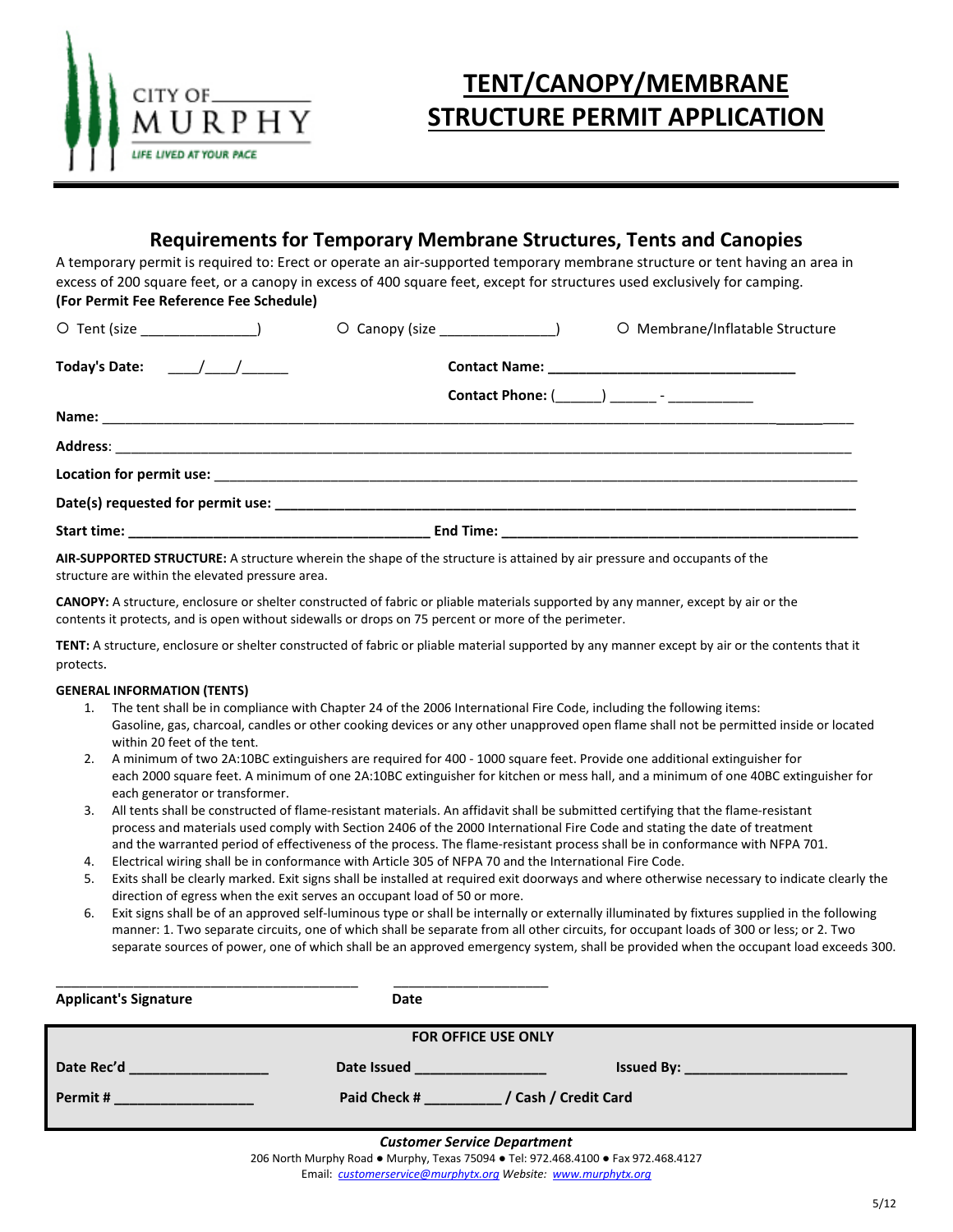CITY OF MURPHY

LIFE LIVED AT YOUR PACE

# TENT/CANOPY/MEMBRANE STRUCTURE PERMIT APPLICATION

## Requirements for Temporary Membrane Structures, Tents and Canopies

A temporary permit is required to: Erect or operate an air-supported temporary membrane structure or tent having an area in excess of 200 square feet, or a canopy in excess of 400 square feet, except for structures used exclusively for camping.
**(For Permit Fee Reference Fee Schedule)**

○ Tent (size _______________) ○ Canopy (size _______________) ○ Membrane/Inflatable Structure

**Today's Date:** ____/____/______

**Contact Name:** ________________________________

**Contact Phone:** (______) ______ - ___________

**Name:** ____________________________________________________________________________

**Address**: __________________________________________________________________________

**Location for permit use:** ____________________________________________________________

**Date(s) requested for permit use:** _____________________________________________________

**Start time:** _______________________________________ **End Time:** _______________________________________

**AIR-SUPPORTED STRUCTURE:** A structure wherein the shape of the structure is attained by air pressure and occupants of the structure are within the elevated pressure area.

**CANOPY:** A structure, enclosure or shelter constructed of fabric or pliable materials supported by any manner, except by air or the contents it protects, and is open without sidewalls or drops on 75 percent or more of the perimeter.

**TENT:** A structure, enclosure or shelter constructed of fabric or pliable material supported by any manner except by air or the contents that it protects.

**GENERAL INFORMATION (TENTS)**

1. The tent shall be in compliance with Chapter 24 of the 2006 International Fire Code, including the following items: Gasoline, gas, charcoal, candles or other cooking devices or any other unapproved open flame shall not be permitted inside or located within 20 feet of the tent.
2. A minimum of two 2A:10BC extinguishers are required for 400 - 1000 square feet. Provide one additional extinguisher for each 2000 square feet. A minimum of one 2A:10BC extinguisher for kitchen or mess hall, and a minimum of one 40BC extinguisher for each generator or transformer.
3. All tents shall be constructed of flame-resistant materials. An affidavit shall be submitted certifying that the flame-resistant process and materials used comply with Section 2406 of the 2000 International Fire Code and stating the date of treatment and the warranted period of effectiveness of the process. The flame-resistant process shall be in conformance with NFPA 701.
4. Electrical wiring shall be in conformance with Article 305 of NFPA 70 and the International Fire Code.
5. Exits shall be clearly marked. Exit signs shall be installed at required exit doorways and where otherwise necessary to indicate clearly the direction of egress when the exit serves an occupant load of 50 or more.
6. Exit signs shall be of an approved self-luminous type or shall be internally or externally illuminated by fixtures supplied in the following manner: 1. Two separate circuits, one of which shall be separate from all other circuits, for occupant loads of 300 or less; or 2. Two separate sources of power, one of which shall be an approved emergency system, shall be provided when the occupant load exceeds 300.

_________________________________________ _____________________

**Applicant's Signature** **Date**

**FOR OFFICE USE ONLY**

**Date Rec'd** _________________ **Date Issued** ________________ **Issued By:** ____________________

**Permit #** _________________ **Paid Check #** _________ **/ Cash / Credit Card**

***Customer Service Department***

206 North Murphy Road ● Murphy, Texas 75094 ● Tel: 972.468.4100 ● Fax 972.468.4127

Email: *customerservice@murphytx.org* *Website:* *www.murphytx.org*

5/12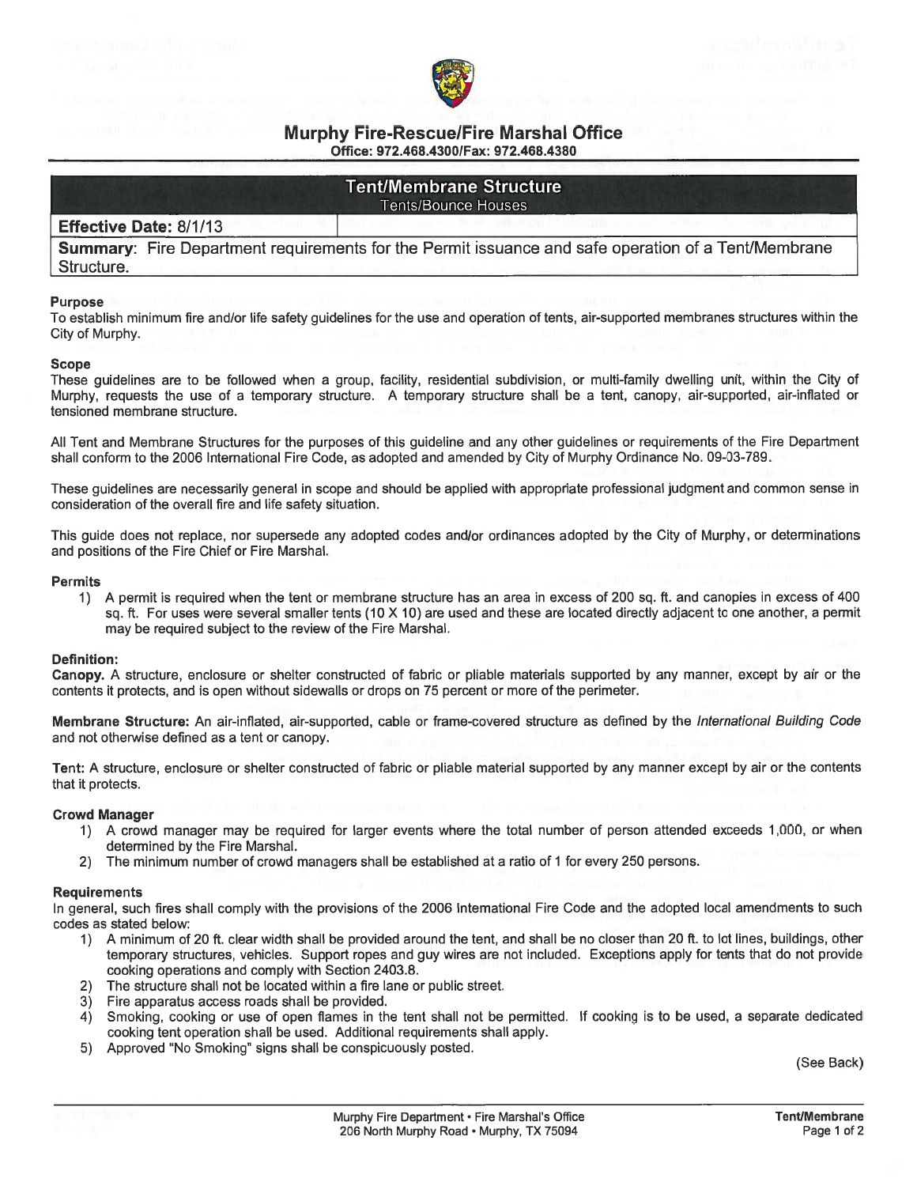# Murphy Fire-Rescue/Fire Marshal Office

Office: 972.468.4300/Fax: 972.468.4380

## Tent/Membrane Structure

Tents/Bounce Houses

**Effective Date: 8/1/13**

**Summary**: Fire Department requirements for the Permit issuance and safe operation of a Tent/Membrane Structure.

### Purpose

To establish minimum fire and/or life safety guidelines for the use and operation of tents, air-supported membranes structures within the City of Murphy.

### Scope

These guidelines are to be followed when a group, facility, residential subdivision, or multi-family dwelling unit, within the City of Murphy, requests the use of a temporary structure. A temporary structure shall be a tent, canopy, air-supported, air-inflated or tensioned membrane structure.

All Tent and Membrane Structures for the purposes of this guideline and any other guidelines or requirements of the Fire Department shall conform to the 2006 International Fire Code, as adopted and amended by City of Murphy Ordinance No. 09-03-789.

These guidelines are necessarily general in scope and should be applied with appropriate professional judgment and common sense in consideration of the overall fire and life safety situation.

This guide does not replace, nor supersede any adopted codes and/or ordinances adopted by the City of Murphy, or determinations and positions of the Fire Chief or Fire Marshal.

### Permits

1) A permit is required when the tent or membrane structure has an area in excess of 200 sq. ft. and canopies in excess of 400 sq. ft. For uses were several smaller tents (10 X 10) are used and these are located directly adjacent to one another, a permit may be required subject to the review of the Fire Marshal.

### Definition:

**Canopy.** A structure, enclosure or shelter constructed of fabric or pliable materials supported by any manner, except by air or the contents it protects, and is open without sidewalls or drops on 75 percent or more of the perimeter.

**Membrane Structure:** An air-inflated, air-supported, cable or frame-covered structure as defined by the *International Building Code* and not otherwise defined as a tent or canopy.

**Tent:** A structure, enclosure or shelter constructed of fabric or pliable material supported by any manner except by air or the contents that it protects.

### Crowd Manager

1) A crowd manager may be required for larger events where the total number of person attended exceeds 1,000, or when determined by the Fire Marshal.
2) The minimum number of crowd managers shall be established at a ratio of 1 for every 250 persons.

### Requirements

In general, such fires shall comply with the provisions of the 2006 International Fire Code and the adopted local amendments to such codes as stated below:

1) A minimum of 20 ft. clear width shall be provided around the tent, and shall be no closer than 20 ft. to lot lines, buildings, other temporary structures, vehicles. Support ropes and guy wires are not included. Exceptions apply for tents that do not provide cooking operations and comply with Section 2403.8.
2) The structure shall not be located within a fire lane or public street.
3) Fire apparatus access roads shall be provided.
4) Smoking, cooking or use of open flames in the tent shall not be permitted. If cooking is to be used, a separate dedicated cooking tent operation shall be used. Additional requirements shall apply.
5) Approved "No Smoking" signs shall be conspicuously posted.

(See Back)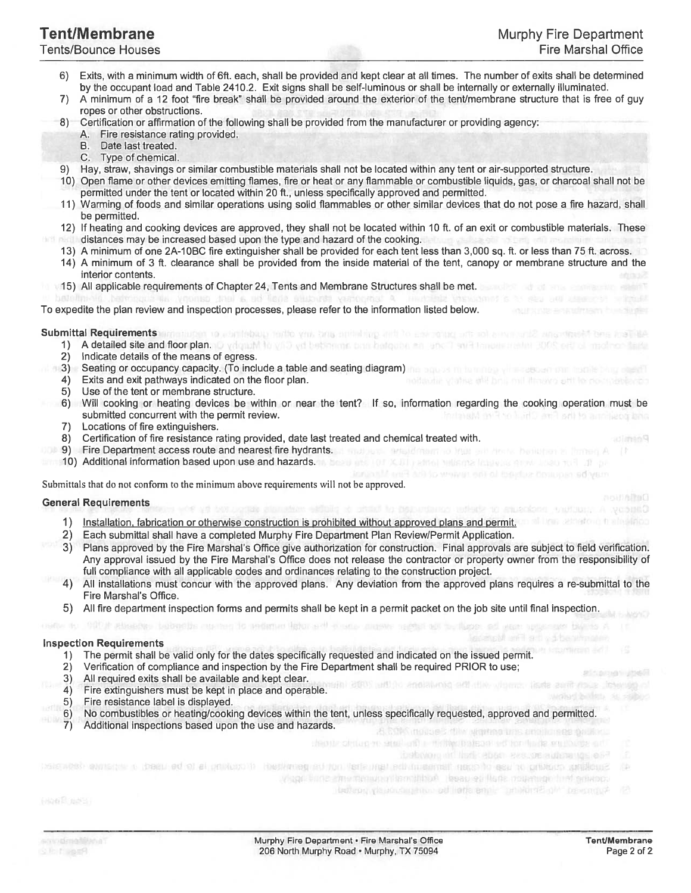6) Exits, with a minimum width of 6ft. each, shall be provided and kept clear at all times. The number of exits shall be determined by the occupant load and Table 2410.2. Exit signs shall be self-luminous or shall be internally or externally illuminated.
7) A minimum of a 12 foot "fire break" shall be provided around the exterior of the tent/membrane structure that is free of guy ropes or other obstructions.
8) Certification or affirmation of the following shall be provided from the manufacturer or providing agency:
   - A. Fire resistance rating provided.
   - B. Date last treated.
   - C. Type of chemical.
9) Hay, straw, shavings or similar combustible materials shall not be located within any tent or air-supported structure.
10) Open flame or other devices emitting flames, fire or heat or any flammable or combustible liquids, gas, or charcoal shall not be permitted under the tent or located within 20 ft., unless specifically approved and permitted.
11) Warming of foods and similar operations using solid flammables or other similar devices that do not pose a fire hazard, shall be permitted.
12) If heating and cooking devices are approved, they shall not be located within 10 ft. of an exit or combustible materials. These distances may be increased based upon the type and hazard of the cooking.
13) A minimum of one 2A-10BC fire extinguisher shall be provided for each tent less than 3,000 sq. ft. or less than 75 ft. across.
14) A minimum of 3 ft. clearance shall be provided from the inside material of the tent, canopy or membrane structure and the interior contents.
15) All applicable requirements of Chapter 24, Tents and Membrane Structures shall be met.

To expedite the plan review and inspection processes, please refer to the information listed below.

**Submittal Requirements**

1) A detailed site and floor plan.
2) Indicate details of the means of egress.
3) Seating or occupancy capacity. (To include a table and seating diagram)
4) Exits and exit pathways indicated on the floor plan.
5) Use of the tent or membrane structure.
6) Will cooking or heating devices be within or near the tent? If so, information regarding the cooking operation must be submitted concurrent with the permit review.
7) Locations of fire extinguishers.
8) Certification of fire resistance rating provided, date last treated and chemical treated with.
9) Fire Department access route and nearest fire hydrants.
10) Additional information based upon use and hazards.

Submittals that do not conform to the minimum above requirements will not be approved.

**General Requirements**

1) Installation, fabrication or otherwise construction is prohibited without approved plans and permit.
2) Each submittal shall have a completed Murphy Fire Department Plan Review/Permit Application.
3) Plans approved by the Fire Marshal's Office give authorization for construction. Final approvals are subject to field verification. Any approval issued by the Fire Marshal's Office does not release the contractor or property owner from the responsibility of full compliance with all applicable codes and ordinances relating to the construction project.
4) All installations must concur with the approved plans. Any deviation from the approved plans requires a re-submittal to the Fire Marshal's Office.
5) All fire department inspection forms and permits shall be kept in a permit packet on the job site until final inspection.

**Inspection Requirements**

1) The permit shall be valid only for the dates specifically requested and indicated on the issued permit.
2) Verification of compliance and inspection by the Fire Department shall be required PRIOR to use;
3) All required exits shall be available and kept clear.
4) Fire extinguishers must be kept in place and operable.
5) Fire resistance label is displayed.
6) No combustibles or heating/cooking devices within the tent, unless specifically requested, approved and permitted.
7) Additional inspections based upon the use and hazards.

Murphy Fire Department • Fire Marshal's Office
206 North Murphy Road • Murphy, TX 75094